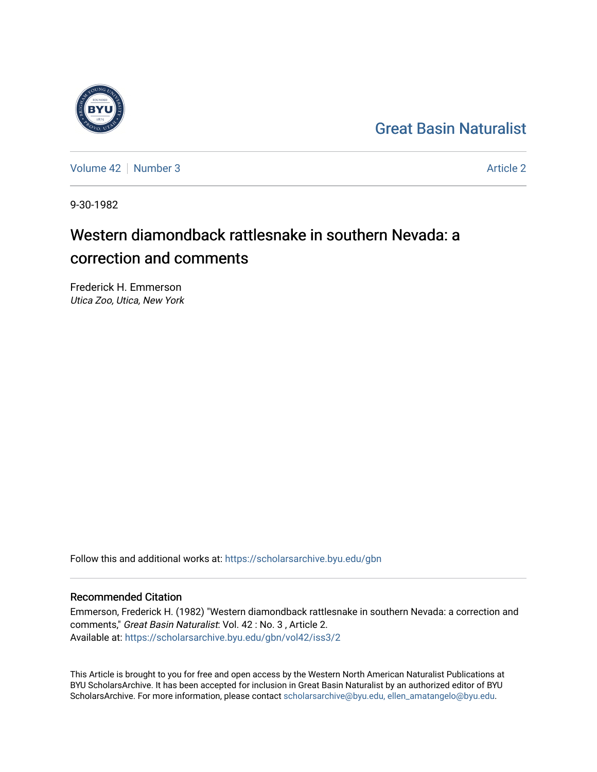Great Basin Naturalist

Volume 42 | Number 3 | Article 2

9-30-1982

# Western diamondback rattlesnake in southern Nevada: a correction and comments

Frederick H. Emmerson
*Utica Zoo, Utica, New York*

Follow this and additional works at: https://scholarsarchive.byu.edu/gbn

## Recommended Citation

Emmerson, Frederick H. (1982) "Western diamondback rattlesnake in southern Nevada: a correction and comments," *Great Basin Naturalist*: Vol. 42 : No. 3 , Article 2.
Available at: https://scholarsarchive.byu.edu/gbn/vol42/iss3/2

This Article is brought to you for free and open access by the Western North American Naturalist Publications at BYU ScholarsArchive. It has been accepted for inclusion in Great Basin Naturalist by an authorized editor of BYU ScholarsArchive. For more information, please contact scholarsarchive@byu.edu, ellen_amatangelo@byu.edu.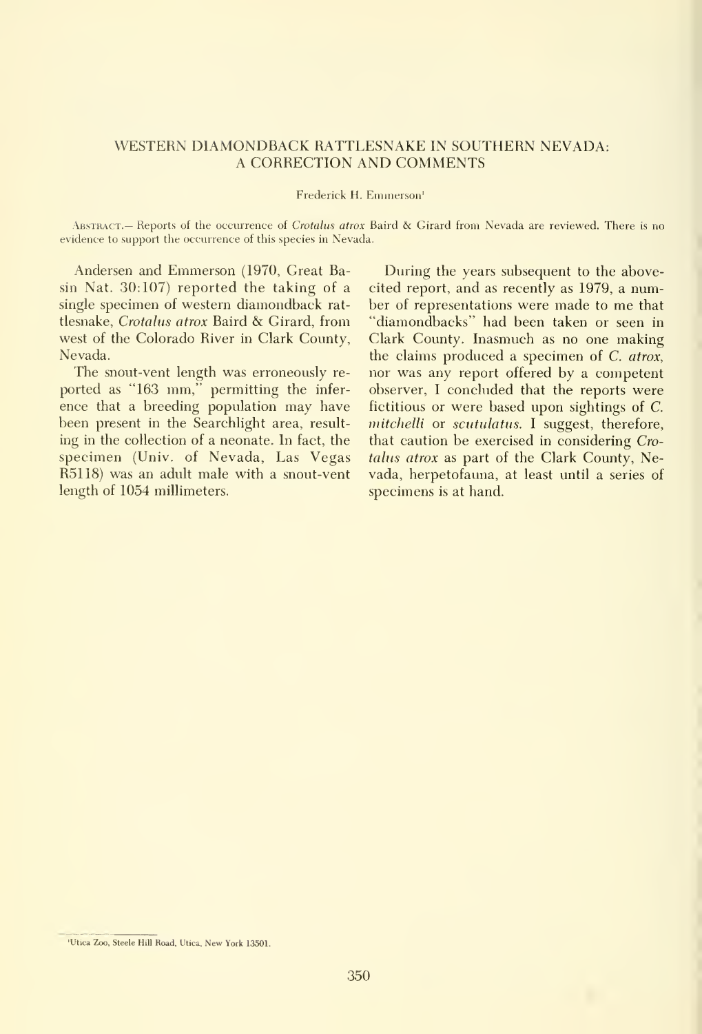## WESTERN DIAMONDBACK RATTLESNAKE IN SOUTHERN NEVADA: A CORRECTION AND COMMENTS

Frederick H. Emmerson[1]

ABSTRACT.— Reports of the occurrence of *Crotalus atrox* Baird & Girard from Nevada are reviewed. There is no evidence to support the occurrence of this species in Nevada.

Andersen and Emmerson (1970, Great Basin Nat. 30:107) reported the taking of a single specimen of western diamondback rattlesnake, *Crotalus atrox* Baird & Girard, from west of the Colorado River in Clark County, Nevada.

The snout-vent length was erroneously reported as "163 mm," permitting the inference that a breeding population may have been present in the Searchlight area, resulting in the collection of a neonate. In fact, the specimen (Univ. of Nevada, Las Vegas R5118) was an adult male with a snout-vent length of 1054 millimeters.

During the years subsequent to the above-cited report, and as recently as 1979, a number of representations were made to me that "diamondbacks" had been taken or seen in Clark County. Inasmuch as no one making the claims produced a specimen of *C. atrox*, nor was any report offered by a competent observer, I concluded that the reports were fictitious or were based upon sightings of *C. mitchelli* or *scutulatus*. I suggest, therefore, that caution be exercised in considering *Crotalus atrox* as part of the Clark County, Nevada, herpetofauna, at least until a series of specimens is at hand.

[1]Utica Zoo, Steele Hill Road, Utica, New York 13501.